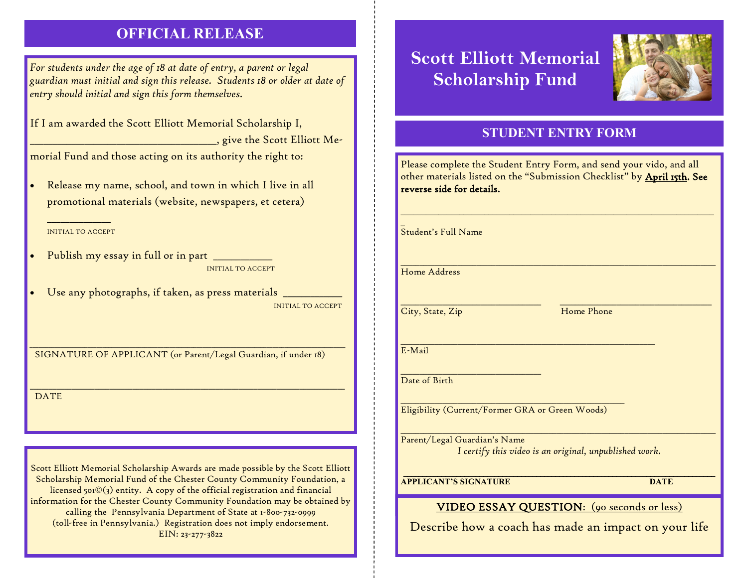## OFFICIAL RELEASE

*For students under the age of 18 at date of entry, a parent or legal guardian must initial and sign this release. Students 18 or older at date of entry should initial and sign this form themselves.*

If I am awarded the Scott Elliott Memorial Scholarship I, ______________________________, give the Scott Elliott Memorial Fund and those acting on its authority the right to:

- Release my name, school, and town in which I live in all promotional materials (website, newspapers, et cetera)

  __________
  INITIAL TO ACCEPT

- Publish my essay in full or in part __________
  INITIAL TO ACCEPT

- Use any photographs, if taken, as press materials __________
  INITIAL TO ACCEPT

____________________________________________________________
SIGNATURE OF APPLICANT (or Parent/Legal Guardian, if under 18)

____________________________________________________________
DATE

Scott Elliott Memorial Scholarship Awards are made possible by the Scott Elliott Scholarship Memorial Fund of the Chester County Community Foundation, a licensed 501©(3) entity. A copy of the official registration and financial information for the Chester County Community Foundation may be obtained by calling the Pennsylvania Department of State at 1-800-732-0999 (toll-free in Pennsylvania.) Registration does not imply endorsement. EIN: 23-277-3822

# Scott Elliott Memorial Scholarship Fund

## STUDENT ENTRY FORM

Please complete the Student Entry Form, and send your vido, and all other materials listed on the "Submission Checklist" by **April 15th. See reverse side for details.**

____________________________________________________________
Student's Full Name

____________________________________________________________
Home Address

__________________________ __________________________
City, State, Zip Home Phone

______________________________________________
E-Mail

__________________________
Date of Birth

__________________________________________
Eligibility (Current/Former GRA or Green Woods)

____________________________________________________________
Parent/Legal Guardian's Name

*I certify this video is an original, unpublished work.*

____________________________________________________________
**APPLICANT'S SIGNATURE** **DATE**

**VIDEO ESSAY QUESTION**: (90 seconds or less)

Describe how a coach has made an impact on your life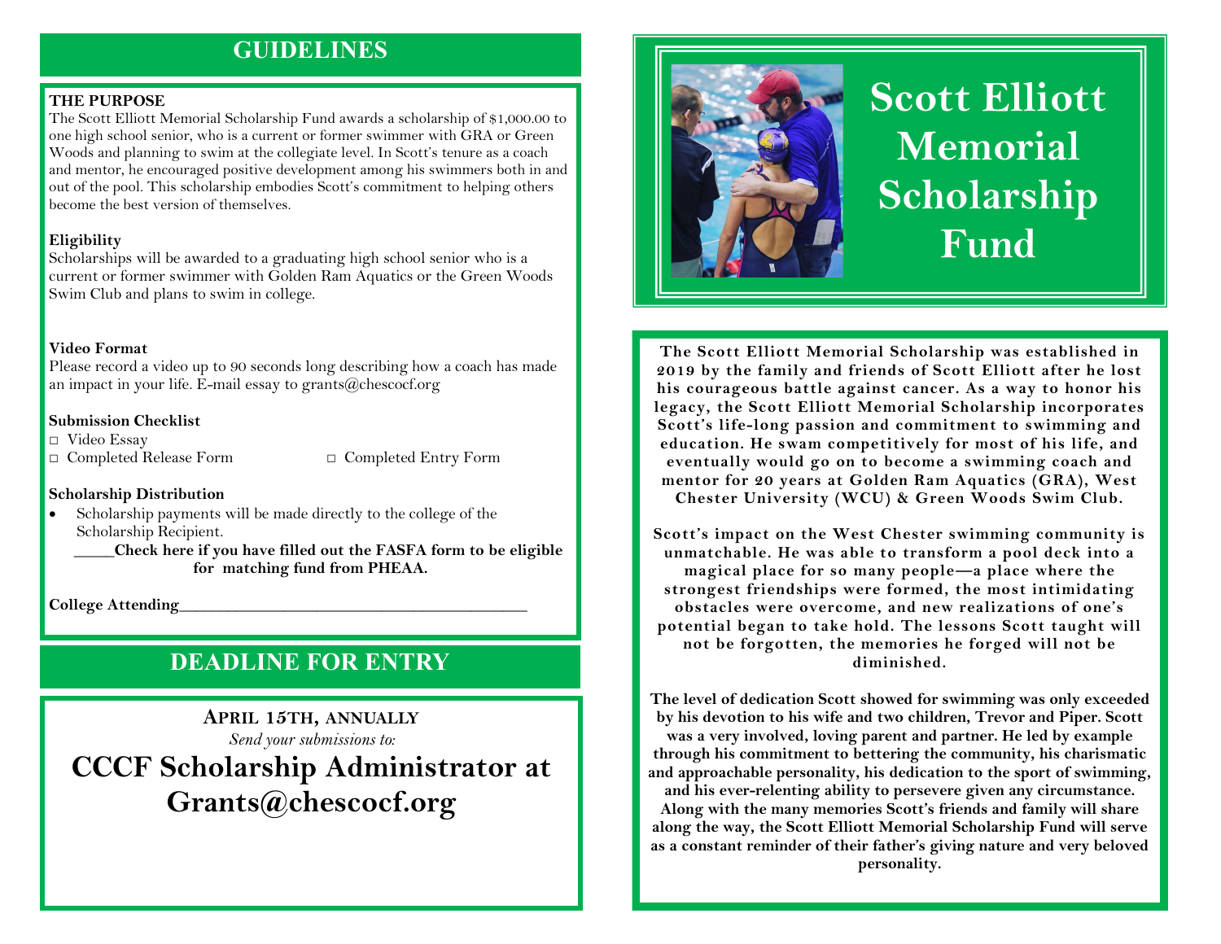## GUIDELINES

**THE PURPOSE**

The Scott Elliott Memorial Scholarship Fund awards a scholarship of $1,000.00 to one high school senior, who is a current or former swimmer with GRA or Green Woods and planning to swim at the collegiate level. In Scott's tenure as a coach and mentor, he encouraged positive development among his swimmers both in and out of the pool. This scholarship embodies Scott's commitment to helping others become the best version of themselves.

**Eligibility**

Scholarships will be awarded to a graduating high school senior who is a current or former swimmer with Golden Ram Aquatics or the Green Woods Swim Club and plans to swim in college.

**Video Format**

Please record a video up to 90 seconds long describing how a coach has made an impact in your life. E-mail essay to grants@chescocf.org

**Submission Checklist**

□ Video Essay
□ Completed Release Form
□ Completed Entry Form

**Scholarship Distribution**

- Scholarship payments will be made directly to the college of the Scholarship Recipient.

**_____Check here if you have filled out the FASFA form to be eligible for matching fund from PHEAA.**

**College Attending**_________________________________________

## DEADLINE FOR ENTRY

**April 15th, annually**

*Send your submissions to:*

**CCCF Scholarship Administrator at Grants@chescocf.org**

# Scott Elliott Memorial Scholarship Fund

**The Scott Elliott Memorial Scholarship was established in 2019 by the family and friends of Scott Elliott after he lost his courageous battle against cancer. As a way to honor his legacy, the Scott Elliott Memorial Scholarship incorporates Scott's life-long passion and commitment to swimming and education. He swam competitively for most of his life, and eventually would go on to become a swimming coach and mentor for 20 years at Golden Ram Aquatics (GRA), West Chester University (WCU) & Green Woods Swim Club.**

**Scott's impact on the West Chester swimming community is unmatchable. He was able to transform a pool deck into a magical place for so many people—a place where the strongest friendships were formed, the most intimidating obstacles were overcome, and new realizations of one's potential began to take hold. The lessons Scott taught will not be forgotten, the memories he forged will not be diminished.**

**The level of dedication Scott showed for swimming was only exceeded by his devotion to his wife and two children, Trevor and Piper. Scott was a very involved, loving parent and partner. He led by example through his commitment to bettering the community, his charismatic and approachable personality, his dedication to the sport of swimming, and his ever-relenting ability to persevere given any circumstance. Along with the many memories Scott's friends and family will share along the way, the Scott Elliott Memorial Scholarship Fund will serve as a constant reminder of their father's giving nature and very beloved personality.**